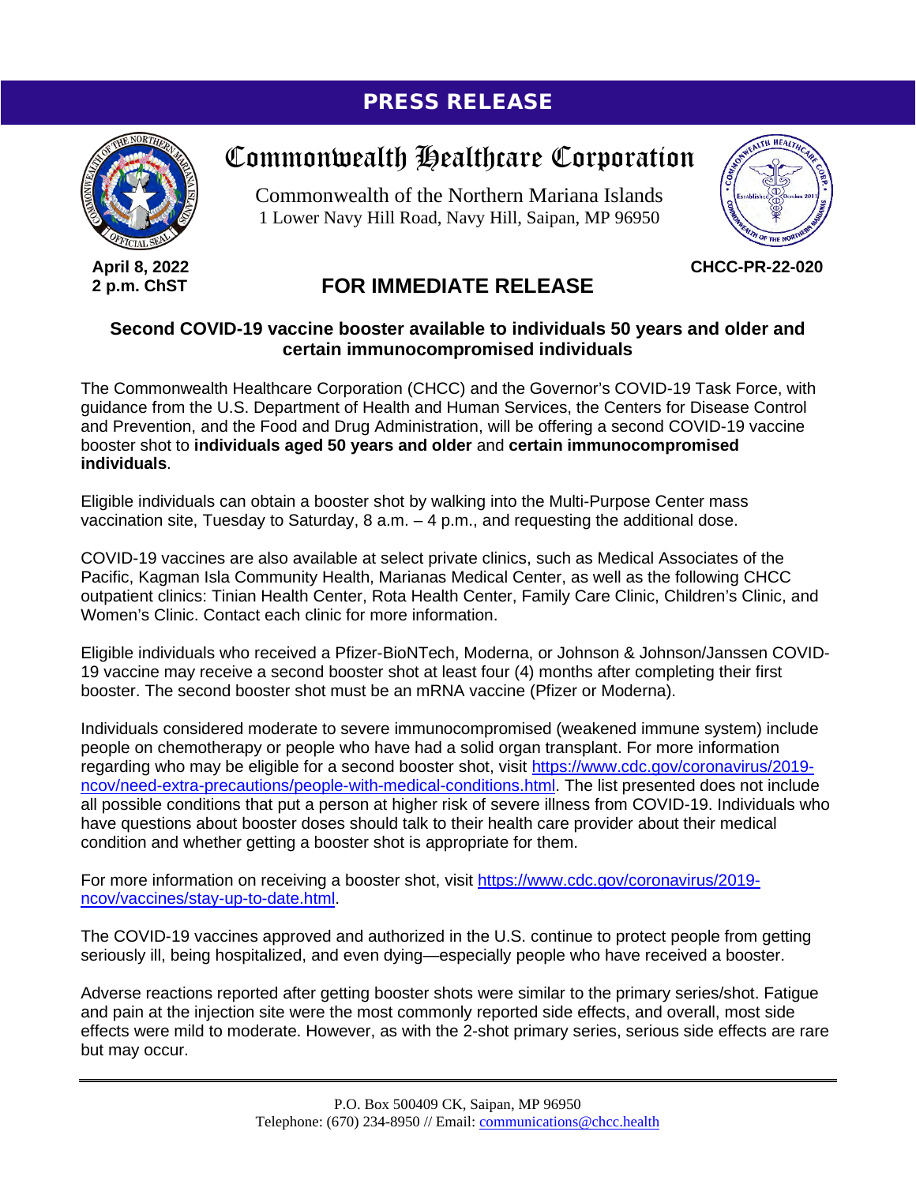# PRESS RELEASE

## Commonwealth Healthcare Corporation

Commonwealth of the Northern Mariana Islands
1 Lower Navy Hill Road, Navy Hill, Saipan, MP 96950

**April 8, 2022**
**2 p.m. ChST**

**CHCC-PR-22-020**

## FOR IMMEDIATE RELEASE

### Second COVID-19 vaccine booster available to individuals 50 years and older and certain immunocompromised individuals

The Commonwealth Healthcare Corporation (CHCC) and the Governor's COVID-19 Task Force, with guidance from the U.S. Department of Health and Human Services, the Centers for Disease Control and Prevention, and the Food and Drug Administration, will be offering a second COVID-19 vaccine booster shot to **individuals aged 50 years and older** and **certain immunocompromised individuals**.

Eligible individuals can obtain a booster shot by walking into the Multi-Purpose Center mass vaccination site, Tuesday to Saturday, 8 a.m. – 4 p.m., and requesting the additional dose.

COVID-19 vaccines are also available at select private clinics, such as Medical Associates of the Pacific, Kagman Isla Community Health, Marianas Medical Center, as well as the following CHCC outpatient clinics: Tinian Health Center, Rota Health Center, Family Care Clinic, Children's Clinic, and Women's Clinic. Contact each clinic for more information.

Eligible individuals who received a Pfizer-BioNTech, Moderna, or Johnson & Johnson/Janssen COVID-19 vaccine may receive a second booster shot at least four (4) months after completing their first booster. The second booster shot must be an mRNA vaccine (Pfizer or Moderna).

Individuals considered moderate to severe immunocompromised (weakened immune system) include people on chemotherapy or people who have had a solid organ transplant. For more information regarding who may be eligible for a second booster shot, visit https://www.cdc.gov/coronavirus/2019-ncov/need-extra-precautions/people-with-medical-conditions.html. The list presented does not include all possible conditions that put a person at higher risk of severe illness from COVID-19. Individuals who have questions about booster doses should talk to their health care provider about their medical condition and whether getting a booster shot is appropriate for them.

For more information on receiving a booster shot, visit https://www.cdc.gov/coronavirus/2019-ncov/vaccines/stay-up-to-date.html.

The COVID-19 vaccines approved and authorized in the U.S. continue to protect people from getting seriously ill, being hospitalized, and even dying—especially people who have received a booster.

Adverse reactions reported after getting booster shots were similar to the primary series/shot. Fatigue and pain at the injection site were the most commonly reported side effects, and overall, most side effects were mild to moderate. However, as with the 2-shot primary series, serious side effects are rare but may occur.

P.O. Box 500409 CK, Saipan, MP 96950
Telephone: (670) 234-8950 // Email: communications@chcc.health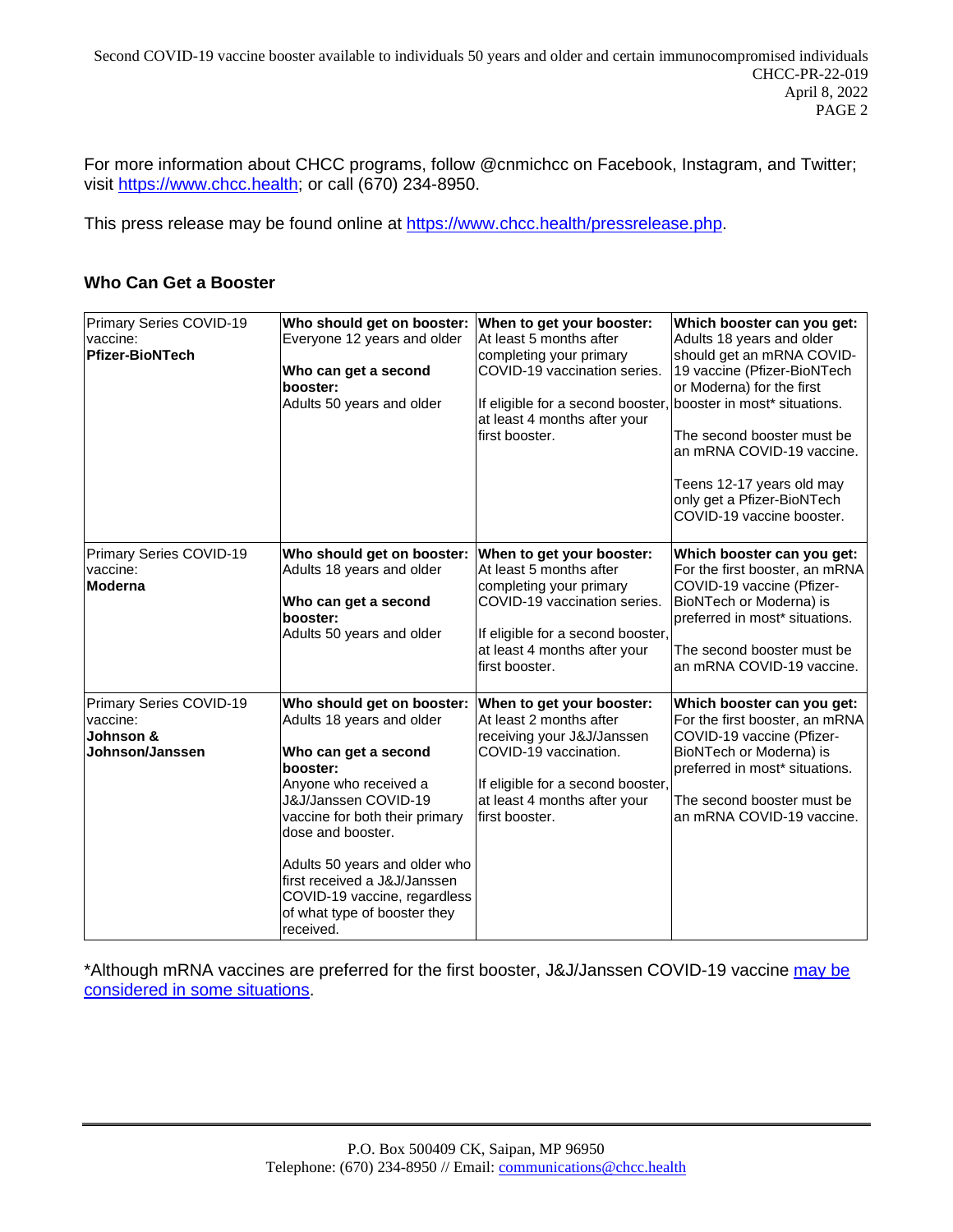For more information about CHCC programs, follow @cnmichcc on Facebook, Instagram, and Twitter; visit https://www.chcc.health; or call (670) 234-8950.

This press release may be found online at https://www.chcc.health/pressrelease.php.

### Who Can Get a Booster

| | | | |
|---|---|---|---|
| Primary Series COVID-19 vaccine: **Pfizer-BioNTech** | **Who should get on booster:** Everyone 12 years and older<br><br>**Who can get a second booster:** Adults 50 years and older | **When to get your booster:** At least 5 months after completing your primary COVID-19 vaccination series.<br><br>If eligible for a second booster, at least 4 months after your first booster. | **Which booster can you get:** Adults 18 years and older should get an mRNA COVID-19 vaccine (Pfizer-BioNTech or Moderna) for the first booster in most* situations.<br><br>The second booster must be an mRNA COVID-19 vaccine.<br><br>Teens 12-17 years old may only get a Pfizer-BioNTech COVID-19 vaccine booster. |
| Primary Series COVID-19 vaccine: **Moderna** | **Who should get on booster:** Adults 18 years and older<br><br>**Who can get a second booster:** Adults 50 years and older | **When to get your booster:** At least 5 months after completing your primary COVID-19 vaccination series.<br><br>If eligible for a second booster, at least 4 months after your first booster. | **Which booster can you get:** For the first booster, an mRNA COVID-19 vaccine (Pfizer-BioNTech or Moderna) is preferred in most* situations.<br><br>The second booster must be an mRNA COVID-19 vaccine. |
| Primary Series COVID-19 vaccine: **Johnson & Johnson/Janssen** | **Who should get on booster:** Adults 18 years and older<br><br>**Who can get a second booster:** Anyone who received a J&J/Janssen COVID-19 vaccine for both their primary dose and booster.<br><br>Adults 50 years and older who first received a J&J/Janssen COVID-19 vaccine, regardless of what type of booster they received. | **When to get your booster:** At least 2 months after receiving your J&J/Janssen COVID-19 vaccination.<br><br>If eligible for a second booster, at least 4 months after your first booster. | **Which booster can you get:** For the first booster, an mRNA COVID-19 vaccine (Pfizer-BioNTech or Moderna) is preferred in most* situations.<br><br>The second booster must be an mRNA COVID-19 vaccine. |

*Although mRNA vaccines are preferred for the first booster, J&J/Janssen COVID-19 vaccine may be considered in some situations.

P.O. Box 500409 CK, Saipan, MP 96950
Telephone: (670) 234-8950 // Email: communications@chcc.health